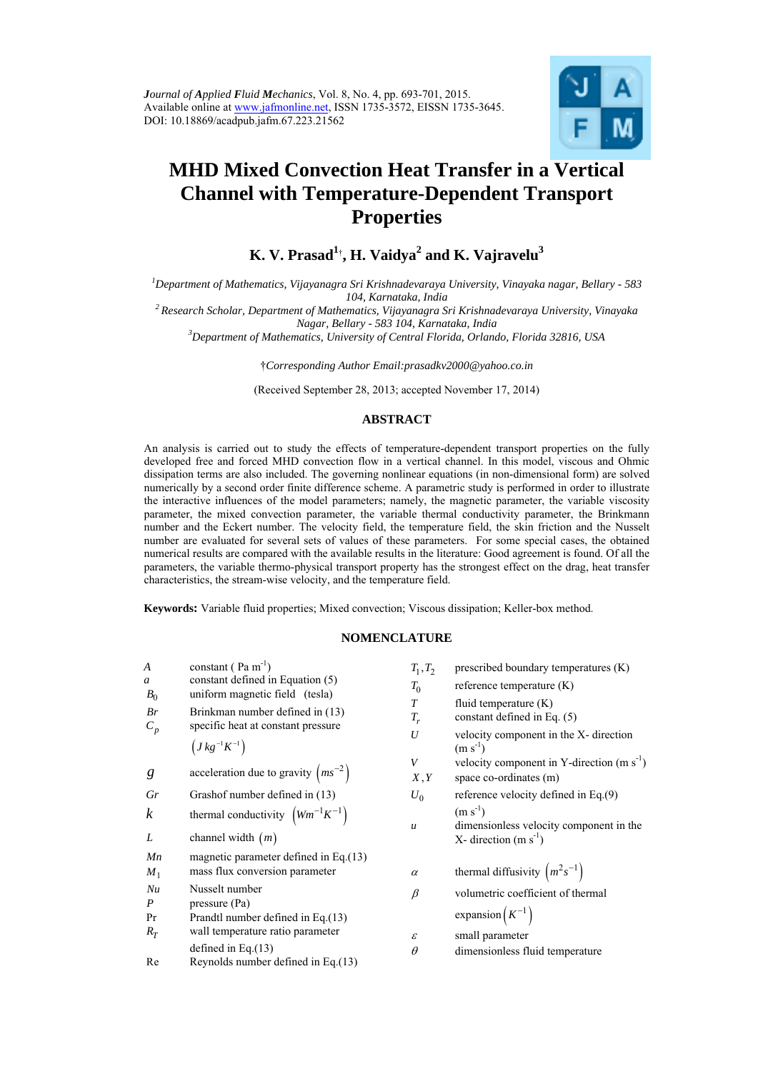*Journal of Applied Fluid Mechanics*, Vol. 8, No. 4, pp. 693-701, 2015.
Available online at www.jafmonline.net, ISSN 1735-3572, EISSN 1735-3645.
DOI: 10.18869/acadpub.jafm.67.223.21562

# MHD Mixed Convection Heat Transfer in a Vertical Channel with Temperature-Dependent Transport Properties

**K. V. Prasad[1]†, H. Vaidya[2] and K. Vajravelu[3]**

[1]*Department of Mathematics, Vijayanagra Sri Krishnadevaraya University, Vinayaka nagar, Bellary - 583 104, Karnataka, India*

[2]*Research Scholar, Department of Mathematics, Vijayanagra Sri Krishnadevaraya University, Vinayaka Nagar, Bellary - 583 104, Karnataka, India*

[3]*Department of Mathematics, University of Central Florida, Orlando, Florida 32816, USA*

†*Corresponding Author Email:prasadkv2000@yahoo.co.in*

(Received September 28, 2013; accepted November 17, 2014)

## ABSTRACT

An analysis is carried out to study the effects of temperature-dependent transport properties on the fully developed free and forced MHD convection flow in a vertical channel. In this model, viscous and Ohmic dissipation terms are also included. The governing nonlinear equations (in non-dimensional form) are solved numerically by a second order finite difference scheme. A parametric study is performed in order to illustrate the interactive influences of the model parameters; namely, the magnetic parameter, the variable viscosity parameter, the mixed convection parameter, the variable thermal conductivity parameter, the Brinkmann number and the Eckert number. The velocity field, the temperature field, the skin friction and the Nusselt number are evaluated for several sets of values of these parameters. For some special cases, the obtained numerical results are compared with the available results in the literature: Good agreement is found. Of all the parameters, the variable thermo-physical transport property has the strongest effect on the drag, heat transfer characteristics, the stream-wise velocity, and the temperature field.

**Keywords:** Variable fluid properties; Mixed convection; Viscous dissipation; Keller-box method.

## NOMENCLATURE

| | |
|---|---|
| $A$ | constant ( Pa m$^{-1}$) |
| $a$ | constant defined in Equation (5) |
| $B_0$ | uniform magnetic field (tesla) |
| $Br$ | Brinkman number defined in (13) |
| $C_p$ | specific heat at constant pressure $\left(J\,kg^{-1}K^{-1}\right)$ |
| $g$ | acceleration due to gravity $\left(ms^{-2}\right)$ |
| $Gr$ | Grashof number defined in (13) |
| $k$ | thermal conductivity $\left(Wm^{-1}K^{-1}\right)$ |
| $L$ | channel width $(m)$ |
| $Mn$ | magnetic parameter defined in Eq.(13) |
| $M_1$ | mass flux conversion parameter |
| $Nu$ | Nusselt number |
| $P$ | pressure (Pa) |
| Pr | Prandtl number defined in Eq.(13) |
| $R_T$ | wall temperature ratio parameter defined in Eq.(13) |
| Re | Reynolds number defined in Eq.(13) |
| $T_1, T_2$ | prescribed boundary temperatures (K) |
| $T_0$ | reference temperature (K) |
| $T$ | fluid temperature (K) |
| $T_r$ | constant defined in Eq. (5) |
| $U$ | velocity component in the X- direction (m s$^{-1}$) |
| $V$ | velocity component in Y-direction (m s$^{-1}$) |
| $X, Y$ | space co-ordinates (m) |
| $U_0$ | reference velocity defined in Eq.(9) (m s$^{-1}$) |
| $u$ | dimensionless velocity component in the X- direction (m s$^{-1}$) |
| $\alpha$ | thermal diffusivity $\left(m^2s^{-1}\right)$ |
| $\beta$ | volumetric coefficient of thermal expansion $\left(K^{-1}\right)$ |
| $\varepsilon$ | small parameter |
| $\theta$ | dimensionless fluid temperature |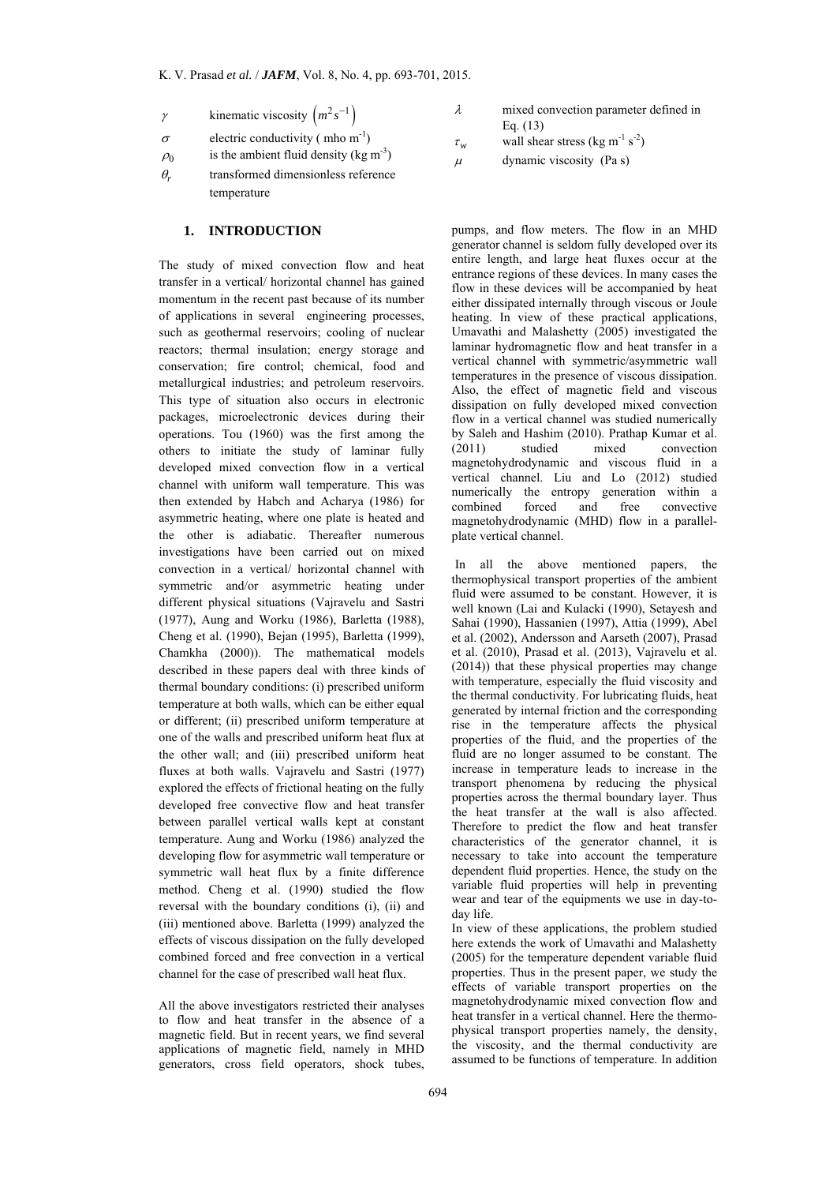| | |
|---|---|
| $\gamma$ | kinematic viscosity $\left(m^2 s^{-1}\right)$ |
| $\sigma$ | electric conductivity ( mho $m^{-1}$) |
| $\rho_0$ | is the ambient fluid density (kg $m^{-3}$) |
| $\theta_r$ | transformed dimensionless reference temperature |
| $\lambda$ | mixed convection parameter defined in Eq. (13) |
| $\tau_w$ | wall shear stress (kg $m^{-1}$ $s^{-2}$) |
| $\mu$ | dynamic viscosity (Pa s) |

## 1. INTRODUCTION

The study of mixed convection flow and heat transfer in a vertical/ horizontal channel has gained momentum in the recent past because of its number of applications in several engineering processes, such as geothermal reservoirs; cooling of nuclear reactors; thermal insulation; energy storage and conservation; fire control; chemical, food and metallurgical industries; and petroleum reservoirs. This type of situation also occurs in electronic packages, microelectronic devices during their operations. Tou (1960) was the first among the others to initiate the study of laminar fully developed mixed convection flow in a vertical channel with uniform wall temperature. This was then extended by Habch and Acharya (1986) for asymmetric heating, where one plate is heated and the other is adiabatic. Thereafter numerous investigations have been carried out on mixed convection in a vertical/ horizontal channel with symmetric and/or asymmetric heating under different physical situations (Vajravelu and Sastri (1977), Aung and Worku (1986), Barletta (1988), Cheng et al. (1990), Bejan (1995), Barletta (1999), Chamkha (2000)). The mathematical models described in these papers deal with three kinds of thermal boundary conditions: (i) prescribed uniform temperature at both walls, which can be either equal or different; (ii) prescribed uniform temperature at one of the walls and prescribed uniform heat flux at the other wall; and (iii) prescribed uniform heat fluxes at both walls. Vajravelu and Sastri (1977) explored the effects of frictional heating on the fully developed free convective flow and heat transfer between parallel vertical walls kept at constant temperature. Aung and Worku (1986) analyzed the developing flow for asymmetric wall temperature or symmetric wall heat flux by a finite difference method. Cheng et al. (1990) studied the flow reversal with the boundary conditions (i), (ii) and (iii) mentioned above. Barletta (1999) analyzed the effects of viscous dissipation on the fully developed combined forced and free convection in a vertical channel for the case of prescribed wall heat flux.

All the above investigators restricted their analyses to flow and heat transfer in the absence of a magnetic field. But in recent years, we find several applications of magnetic field, namely in MHD generators, cross field operators, shock tubes, pumps, and flow meters. The flow in an MHD generator channel is seldom fully developed over its entire length, and large heat fluxes occur at the entrance regions of these devices. In many cases the flow in these devices will be accompanied by heat either dissipated internally through viscous or Joule heating. In view of these practical applications, Umavathi and Malashetty (2005) investigated the laminar hydromagnetic flow and heat transfer in a vertical channel with symmetric/asymmetric wall temperatures in the presence of viscous dissipation. Also, the effect of magnetic field and viscous dissipation on fully developed mixed convection flow in a vertical channel was studied numerically by Saleh and Hashim (2010). Prathap Kumar et al. (2011) studied mixed convection magnetohydrodynamic and viscous fluid in a vertical channel. Liu and Lo (2012) studied numerically the entropy generation within a combined forced and free convective magnetohydrodynamic (MHD) flow in a parallel-plate vertical channel.

In all the above mentioned papers, the thermophysical transport properties of the ambient fluid were assumed to be constant. However, it is well known (Lai and Kulacki (1990), Setayesh and Sahai (1990), Hassanien (1997), Attia (1999), Abel et al. (2002), Andersson and Aarseth (2007), Prasad et al. (2010), Prasad et al. (2013), Vajravelu et al. (2014)) that these physical properties may change with temperature, especially the fluid viscosity and the thermal conductivity. For lubricating fluids, heat generated by internal friction and the corresponding rise in the temperature affects the physical properties of the fluid, and the properties of the fluid are no longer assumed to be constant. The increase in temperature leads to increase in the transport phenomena by reducing the physical properties across the thermal boundary layer. Thus the heat transfer at the wall is also affected. Therefore to predict the flow and heat transfer characteristics of the generator channel, it is necessary to take into account the temperature dependent fluid properties. Hence, the study on the variable fluid properties will help in preventing wear and tear of the equipments we use in day-to-day life.

In view of these applications, the problem studied here extends the work of Umavathi and Malashetty (2005) for the temperature dependent variable fluid properties. Thus in the present paper, we study the effects of variable transport properties on the magnetohydrodynamic mixed convection flow and heat transfer in a vertical channel. Here the thermo-physical transport properties namely, the density, the viscosity, and the thermal conductivity are assumed to be functions of temperature. In addition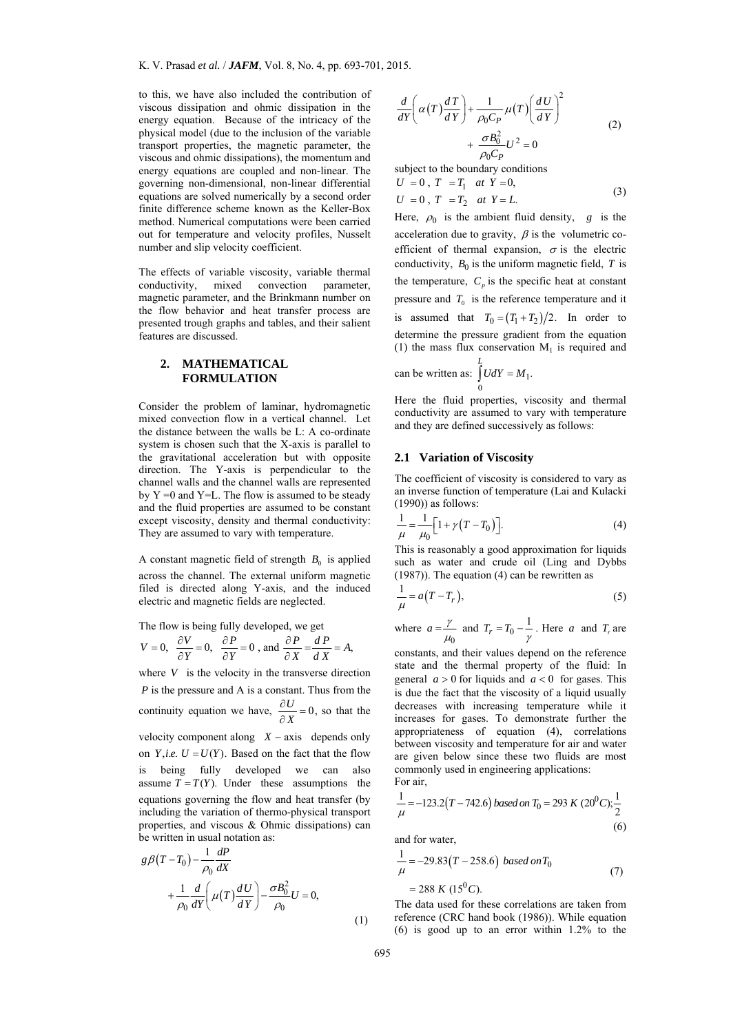to this, we have also included the contribution of viscous dissipation and ohmic dissipation in the energy equation. Because of the intricacy of the physical model (due to the inclusion of the variable transport properties, the magnetic parameter, the viscous and ohmic dissipations), the momentum and energy equations are coupled and non-linear. The governing non-dimensional, non-linear differential equations are solved numerically by a second order finite difference scheme known as the Keller-Box method. Numerical computations were been carried out for temperature and velocity profiles, Nusselt number and slip velocity coefficient.

The effects of variable viscosity, variable thermal conductivity, mixed convection parameter, magnetic parameter, and the Brinkmann number on the flow behavior and heat transfer process are presented trough graphs and tables, and their salient features are discussed.

## 2. MATHEMATICAL FORMULATION

Consider the problem of laminar, hydromagnetic mixed convection flow in a vertical channel. Let the distance between the walls be L: A co-ordinate system is chosen such that the X-axis is parallel to the gravitational acceleration but with opposite direction. The Y-axis is perpendicular to the channel walls and the channel walls are represented by Y =0 and Y=L. The flow is assumed to be steady and the fluid properties are assumed to be constant except viscosity, density and thermal conductivity: They are assumed to vary with temperature.

A constant magnetic field of strength $B_0$ is applied across the channel. The external uniform magnetic filed is directed along Y-axis, and the induced electric and magnetic fields are neglected.

The flow is being fully developed, we get

$V = 0,\ \dfrac{\partial V}{\partial Y} = 0,\ \dfrac{\partial P}{\partial Y} = 0$ , and $\dfrac{\partial P}{\partial X} = \dfrac{dP}{dX} = A,$

where $V$ is the velocity in the transverse direction $P$ is the pressure and A is a constant. Thus from the continuity equation we have, $\dfrac{\partial U}{\partial X} = 0$, so that the velocity component along $X-$axis depends only on $Y$, *i.e.* $U = U(Y)$. Based on the fact that the flow is being fully developed we can also assume $T = T(Y)$. Under these assumptions the equations governing the flow and heat transfer (by including the variation of thermo-physical transport properties, and viscous & Ohmic dissipations) can be written in usual notation as:

$$g\beta(T - T_0) - \frac{1}{\rho_0}\frac{dP}{dX} + \frac{1}{\rho_0}\frac{d}{dY}\left(\mu(T)\frac{dU}{dY}\right) - \frac{\sigma B_0^2}{\rho_0}U = 0, \tag{1}$$

$$\frac{d}{dY}\left(\alpha(T)\frac{dT}{dY}\right) + \frac{1}{\rho_0 C_P}\mu(T)\left(\frac{dU}{dY}\right)^2 + \frac{\sigma B_0^2}{\rho_0 C_P}U^2 = 0 \tag{2}$$

subject to the boundary conditions

$$U = 0,\ T = T_1 \quad at\ Y = 0,$$
$$U = 0,\ T = T_2 \quad at\ Y = L. \tag{3}$$

Here, $\rho_0$ is the ambient fluid density, $g$ is the acceleration due to gravity, $\beta$ is the volumetric co-efficient of thermal expansion, $\sigma$ is the electric conductivity, $B_0$ is the uniform magnetic field, $T$ is the temperature, $C_p$ is the specific heat at constant pressure and $T_0$ is the reference temperature and it is assumed that $T_0 = (T_1 + T_2)/2$. In order to determine the pressure gradient from the equation (1) the mass flux conservation $M_1$ is required and can be written as: $\int_0^L U dY = M_1.$

Here the fluid properties, viscosity and thermal conductivity are assumed to vary with temperature and they are defined successively as follows:

### 2.1 Variation of Viscosity

The coefficient of viscosity is considered to vary as an inverse function of temperature (Lai and Kulacki (1990)) as follows:

$$\frac{1}{\mu} = \frac{1}{\mu_0}\left[1 + \gamma(T - T_0)\right]. \tag{4}$$

This is reasonably a good approximation for liquids such as water and crude oil (Ling and Dybbs (1987)). The equation (4) can be rewritten as

$$\frac{1}{\mu} = a(T - T_r), \tag{5}$$

where $a = \dfrac{\gamma}{\mu_0}$ and $T_r = T_0 - \dfrac{1}{\gamma}$. Here $a$ and $T_r$ are constants, and their values depend on the reference state and the thermal property of the fluid: In general $a > 0$ for liquids and $a < 0$ for gases. This is due the fact that the viscosity of a liquid usually decreases with increasing temperature while it increases for gases. To demonstrate further the appropriateness of equation (4), correlations between viscosity and temperature for air and water are given below since these two fluids are most commonly used in engineering applications:

For air,

$$\frac{1}{\mu} = -123.2(T - 742.6)\ based\ on\ T_0 = 293\ K\ (20^0C); \frac{1}{2} \tag{6}$$

and for water,

$$\frac{1}{\mu} = -29.83(T - 258.6)\ based\ on\ T_0 = 288\ K\ (15^0C). \tag{7}$$

The data used for these correlations are taken from reference (CRC hand book (1986)). While equation (6) is good up to an error within 1.2% to the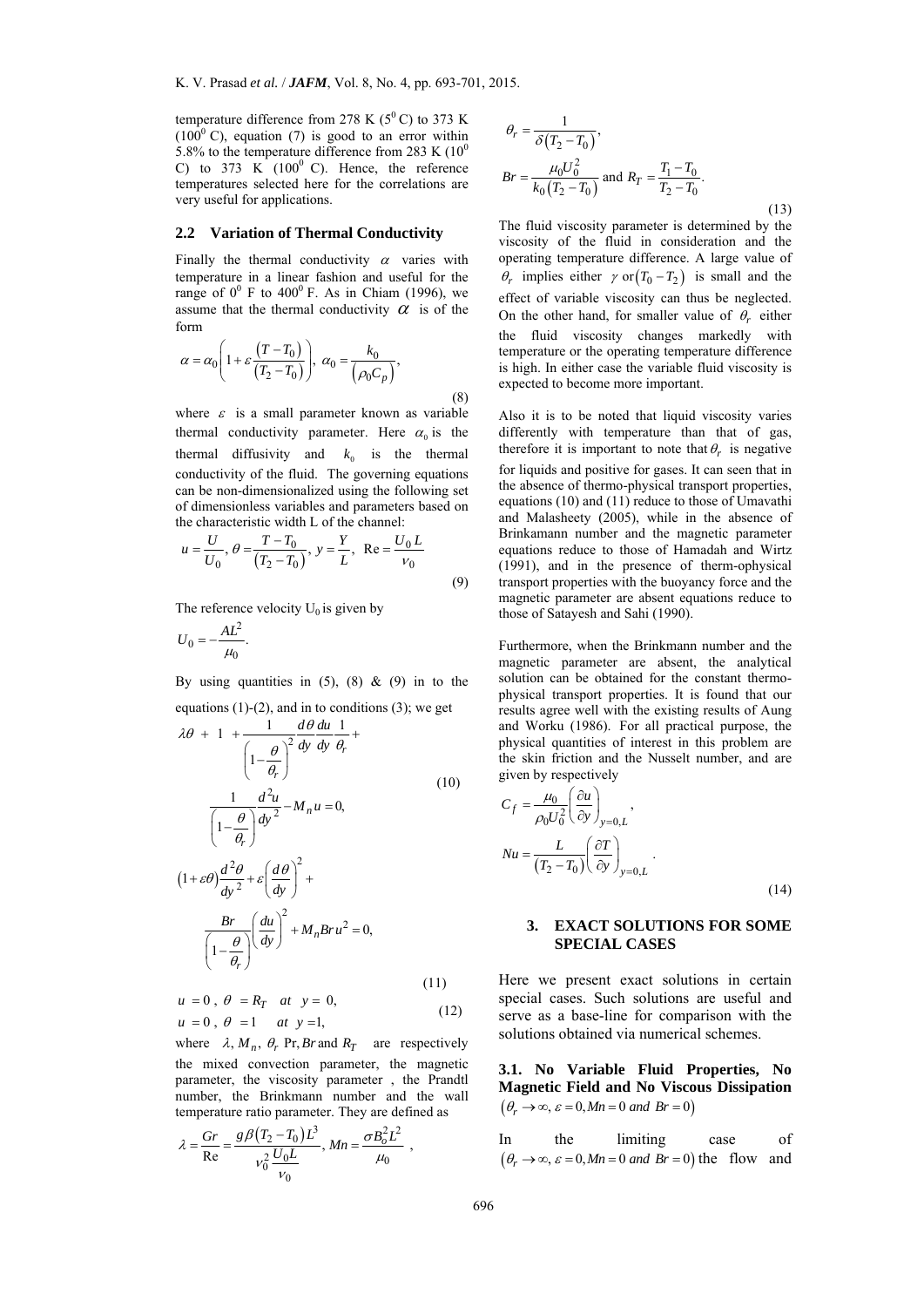temperature difference from 278 K ($5^0$ C) to 373 K ($100^0$ C), equation (7) is good to an error within 5.8% to the temperature difference from 283 K ($10^0$ C) to 373 K ($100^0$ C). Hence, the reference temperatures selected here for the correlations are very useful for applications.

## 2.2 Variation of Thermal Conductivity

Finally the thermal conductivity $\alpha$ varies with temperature in a linear fashion and useful for the range of $0^0$ F to $400^0$ F. As in Chiam (1996), we assume that the thermal conductivity $\alpha$ is of the form

$$\alpha = \alpha_0 \left( 1 + \varepsilon \frac{(T - T_0)}{(T_2 - T_0)} \right), \; \alpha_0 = \frac{k_0}{(\rho_0 C_p)}, \tag{8}$$

where $\varepsilon$ is a small parameter known as variable thermal conductivity parameter. Here $\alpha_0$ is the thermal diffusivity and $k_0$ is the thermal conductivity of the fluid. The governing equations can be non-dimensionalized using the following set of dimensionless variables and parameters based on the characteristic width L of the channel:

$$u = \frac{U}{U_0}, \; \theta = \frac{T - T_0}{(T_2 - T_0)}, \; y = \frac{Y}{L}, \; \text{Re} = \frac{U_0 L}{\nu_0} \tag{9}$$

The reference velocity $U_0$ is given by

$$U_0 = -\frac{AL^2}{\mu_0}.$$

By using quantities in (5), (8) & (9) in to the equations (1)-(2), and in to conditions (3); we get

$$\lambda\theta + 1 + \frac{1}{\left(1 - \frac{\theta}{\theta_r}\right)^2} \frac{d\theta}{dy} \frac{du}{dy} \frac{1}{\theta_r} + \frac{1}{\left(1 - \frac{\theta}{\theta_r}\right)} \frac{d^2 u}{dy^2} - M_n u = 0, \tag{10}$$

$$(1 + \varepsilon\theta) \frac{d^2\theta}{dy^2} + \varepsilon \left( \frac{d\theta}{dy} \right)^2 + \frac{Br}{\left(1 - \frac{\theta}{\theta_r}\right)} \left( \frac{du}{dy} \right)^2 + M_n Br\, u^2 = 0, \tag{11}$$

$$u = 0, \; \theta = R_T \quad at \quad y = 0, \qquad u = 0, \; \theta = 1 \quad at \quad y = 1, \tag{12}$$

where $\lambda, M_n, \theta_r$ Pr, $Br$ and $R_T$ are respectively the mixed convection parameter, the magnetic parameter, the viscosity parameter , the Prandtl number, the Brinkmann number and the wall temperature ratio parameter. They are defined as

$$\lambda = \frac{Gr}{\text{Re}} = \frac{g\beta(T_2 - T_0)L^3}{\nu_0^2 \frac{U_0 L}{\nu_0}}, \; Mn = \frac{\sigma B_o^2 L^2}{\mu_0},$$

$$\theta_r = \frac{1}{\delta(T_2 - T_0)},$$

$$Br = \frac{\mu_0 U_0^2}{k_0 (T_2 - T_0)} \text{ and } R_T = \frac{T_1 - T_0}{T_2 - T_0}. \tag{13}$$

The fluid viscosity parameter is determined by the viscosity of the fluid in consideration and the operating temperature difference. A large value of $\theta_r$ implies either $\gamma$ or $(T_0 - T_2)$ is small and the effect of variable viscosity can thus be neglected. On the other hand, for smaller value of $\theta_r$ either the fluid viscosity changes markedly with temperature or the operating temperature difference is high. In either case the variable fluid viscosity is expected to become more important.

Also it is to be noted that liquid viscosity varies differently with temperature than that of gas, therefore it is important to note that $\theta_r$ is negative for liquids and positive for gases. It can seen that in the absence of thermo-physical transport properties, equations (10) and (11) reduce to those of Umavathi and Malasheety (2005), while in the absence of Brinkamann number and the magnetic parameter equations reduce to those of Hamadah and Wirtz (1991), and in the presence of therm-ophysical transport properties with the buoyancy force and the magnetic parameter are absent equations reduce to those of Satayesh and Sahi (1990).

Furthermore, when the Brinkmann number and the magnetic parameter are absent, the analytical solution can be obtained for the constant thermo-physical transport properties. It is found that our results agree well with the existing results of Aung and Worku (1986). For all practical purpose, the physical quantities of interest in this problem are the skin friction and the Nusselt number, and are given by respectively

$$C_f = \frac{\mu_0}{\rho_0 U_0^2} \left( \frac{\partial u}{\partial y} \right)_{y=0,L},$$

$$Nu = \frac{L}{(T_2 - T_0)} \left( \frac{\partial T}{\partial y} \right)_{y=0,L}. \tag{14}$$

## 3. EXACT SOLUTIONS FOR SOME SPECIAL CASES

Here we present exact solutions in certain special cases. Such solutions are useful and serve as a base-line for comparison with the solutions obtained via numerical schemes.

### 3.1. No Variable Fluid Properties, No Magnetic Field and No Viscous Dissipation $(\theta_r \to \infty, \varepsilon = 0, Mn = 0 \text{ and } Br = 0)$

In the limiting case of $(\theta_r \to \infty, \varepsilon = 0, Mn = 0 \text{ and } Br = 0)$ the flow and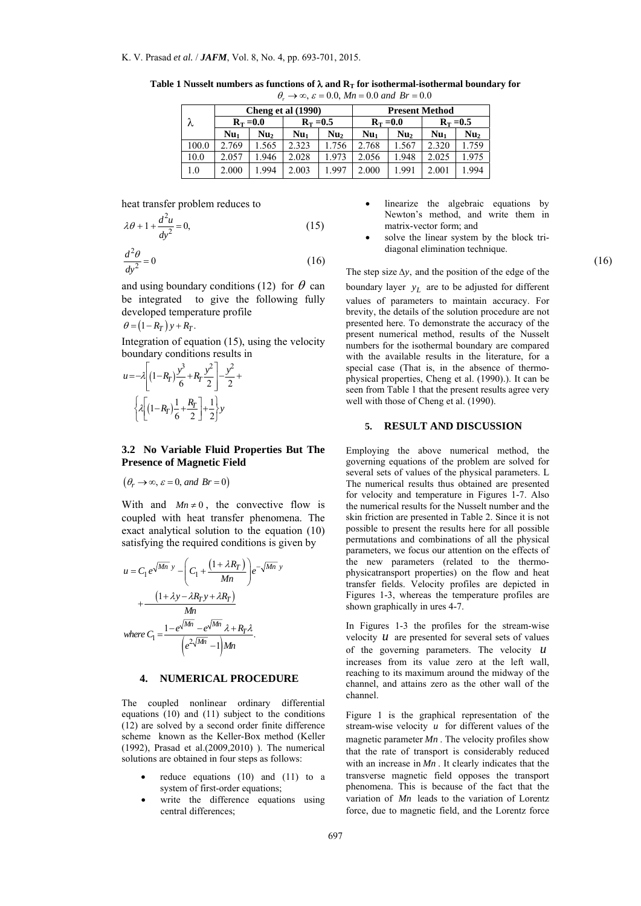**Table 1 Nusselt numbers as functions of λ and $R_T$ for isothermal-isothermal boundary for $\theta_r \to \infty$, $\varepsilon = 0.0$, $Mn = 0.0$ and $Br = 0.0$**

| λ | Cheng et al (1990) | | | | Present Method | | | |
|---|---|---|---|---|---|---|---|---|
| | $R_T$ =0.0 | | $R_T$ =0.5 | | $R_T$ =0.0 | | $R_T$ =0.5 | |
| | $Nu_1$ | $Nu_2$ | $Nu_1$ | $Nu_2$ | $Nu_1$ | $Nu_2$ | $Nu_1$ | $Nu_2$ |
| 100.0 | 2.769 | 1.565 | 2.323 | 1.756 | 2.768 | 1.567 | 2.320 | 1.759 |
| 10.0 | 2.057 | 1.946 | 2.028 | 1.973 | 2.056 | 1.948 | 2.025 | 1.975 |
| 1.0 | 2.000 | 1.994 | 2.003 | 1.997 | 2.000 | 1.991 | 2.001 | 1.994 |

heat transfer problem reduces to

$$\lambda\theta + 1 + \frac{d^2u}{dy^2} = 0, \tag{15}$$

$$\frac{d^2\theta}{dy^2} = 0 \tag{16}$$

and using boundary conditions (12) for $\theta$ can be integrated to give the following fully developed temperature profile

$\theta = (1 - R_T)y + R_T$.

Integration of equation (15), using the velocity boundary conditions results in

$$u = -\lambda\left[(1-R_T)\frac{y^3}{6} + R_T\frac{y^2}{2}\right] - \frac{y^2}{2} + \left\{\lambda\left[(1-R_T)\frac{1}{6} + \frac{R_T}{2}\right] + \frac{1}{2}\right\}y$$

### 3.2 No Variable Fluid Properties But The Presence of Magnetic Field

$(\theta_r \to \infty, \varepsilon = 0, \text{ and } Br = 0)$

With and $Mn \neq 0$, the convective flow is coupled with heat transfer phenomena. The exact analytical solution to the equation (10) satisfying the required conditions is given by

$$u = C_1 e^{\sqrt{Mn}\,y} - \left(C_1 + \frac{(1 + \lambda R_T)}{Mn}\right)e^{-\sqrt{Mn}\,y} + \frac{(1 + \lambda y - \lambda R_T y + \lambda R_T)}{Mn}$$

$$\text{where } C_1 = \frac{1 - e^{\sqrt{Mn}} - e^{\sqrt{Mn}}\lambda + R_T\lambda}{\left(e^{2\sqrt{Mn}} - 1\right)Mn}.$$

## 4. NUMERICAL PROCEDURE

The coupled nonlinear ordinary differential equations (10) and (11) subject to the conditions (12) are solved by a second order finite difference scheme known as the Keller-Box method (Keller (1992), Prasad et al.(2009,2010) ). The numerical solutions are obtained in four steps as follows:

- reduce equations (10) and (11) to a system of first-order equations;
- write the difference equations using central differences;
- linearize the algebraic equations by Newton's method, and write them in matrix-vector form; and
- solve the linear system by the block tri-diagonal elimination technique.

The step size $\Delta y$, and the position of the edge of the boundary layer $y_L$ are to be adjusted for different values of parameters to maintain accuracy. For brevity, the details of the solution procedure are not presented here. To demonstrate the accuracy of the present numerical method, results of the Nusselt numbers for the isothermal boundary are compared with the available results in the literature, for a special case (That is, in the absence of thermo-physical properties, Cheng et al. (1990).). It can be seen from Table 1 that the present results agree very well with those of Cheng et al. (1990).

## 5. RESULT AND DISCUSSION

Employing the above numerical method, the governing equations of the problem are solved for several sets of values of the physical parameters. L The numerical results thus obtained are presented for velocity and temperature in Figures 1-7. Also the numerical results for the Nusselt number and the skin friction are presented in Table 2. Since it is not possible to present the results here for all possible permutations and combinations of all the physical parameters, we focus our attention on the effects of the new parameters (related to the thermo-physicatransport properties) on the flow and heat transfer fields. Velocity profiles are depicted in Figures 1-3, whereas the temperature profiles are shown graphically in ures 4-7.

In Figures 1-3 the profiles for the stream-wise velocity $u$ are presented for several sets of values of the governing parameters. The velocity $u$ increases from its value zero at the left wall, reaching to its maximum around the midway of the channel, and attains zero as the other wall of the channel.

Figure 1 is the graphical representation of the stream-wise velocity $u$ for different values of the magnetic parameter $Mn$. The velocity profiles show that the rate of transport is considerably reduced with an increase in $Mn$. It clearly indicates that the transverse magnetic field opposes the transport phenomena. This is because of the fact that the variation of $Mn$ leads to the variation of Lorentz force, due to magnetic field, and the Lorentz force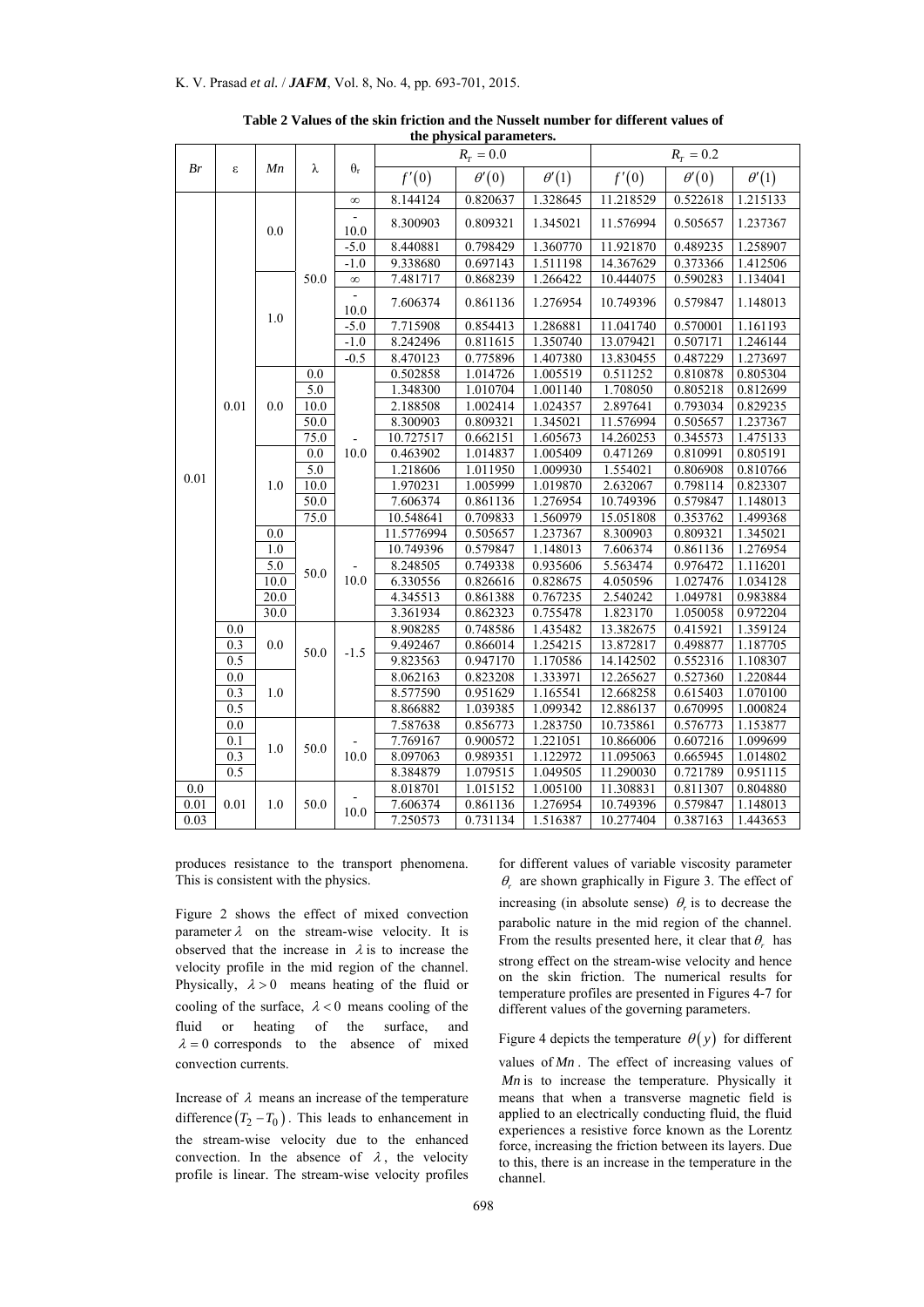**Table 2 Values of the skin friction and the Nusselt number for different values of the physical parameters.**

| $Br$ | $\varepsilon$ | $Mn$ | $\lambda$ | $\theta_r$ | $R_T = 0.0$ | | | $R_T = 0.2$ | | |
|---|---|---|---|---|---|---|---|---|---|---|
| | | | | | $f'(0)$ | $\theta'(0)$ | $\theta'(1)$ | $f'(0)$ | $\theta'(0)$ | $\theta'(1)$ |
| 0.01 | 0.01 | 0.0 | 50.0 | $\infty$ | 8.144124 | 0.820637 | 1.328645 | 11.218529 | 0.522618 | 1.215133 |
| | | | | -10.0 | 8.300903 | 0.809321 | 1.345021 | 11.576994 | 0.505657 | 1.237367 |
| | | | | -5.0 | 8.440881 | 0.798429 | 1.360770 | 11.921870 | 0.489235 | 1.258907 |
| | | | | -1.0 | 9.338680 | 0.697143 | 1.511198 | 14.367629 | 0.373366 | 1.412506 |
| | | 1.0 | | $\infty$ | 7.481717 | 0.868239 | 1.266422 | 10.444075 | 0.590283 | 1.134041 |
| | | | | -10.0 | 7.606374 | 0.861136 | 1.276954 | 10.749396 | 0.579847 | 1.148013 |
| | | | | -5.0 | 7.715908 | 0.854413 | 1.286881 | 11.041740 | 0.570001 | 1.161193 |
| | | | | -1.0 | 8.242496 | 0.811615 | 1.350740 | 13.079421 | 0.507171 | 1.246144 |
| | | | | -0.5 | 8.470123 | 0.775896 | 1.407380 | 13.830455 | 0.487229 | 1.273697 |
| | | 0.0 | 0.0 | -10.0 | 0.502858 | 1.014726 | 1.005519 | 0.511252 | 0.810878 | 0.805304 |
| | | | 5.0 | | 1.348300 | 1.010704 | 1.001140 | 1.708050 | 0.805218 | 0.812699 |
| | | | 10.0 | | 2.188508 | 1.002414 | 1.024357 | 2.897641 | 0.793034 | 0.829235 |
| | | | 50.0 | | 8.300903 | 0.809321 | 1.345021 | 11.576994 | 0.505657 | 1.237367 |
| | | | 75.0 | | 10.727517 | 0.662151 | 1.605673 | 14.260253 | 0.345573 | 1.475133 |
| | | 1.0 | 0.0 | | 0.463902 | 1.014837 | 1.005409 | 0.471269 | 0.810991 | 0.805191 |
| | | | 5.0 | | 1.218606 | 1.011950 | 1.009930 | 1.554021 | 0.806908 | 0.810766 |
| | | | 10.0 | | 1.970231 | 1.005999 | 1.019870 | 2.632067 | 0.798114 | 0.823307 |
| | | | 50.0 | | 7.606374 | 0.861136 | 1.276954 | 10.749396 | 0.579847 | 1.148013 |
| | | | 75.0 | | 10.548641 | 0.709833 | 1.560979 | 15.051808 | 0.353762 | 1.499368 |
| | | 0.0 | 50.0 | -10.0 | 11.5776994 | 0.505657 | 1.237367 | 8.300903 | 0.809321 | 1.345021 |
| | | 1.0 | | | 10.749396 | 0.579847 | 1.148013 | 7.606374 | 0.861136 | 1.276954 |
| | | 5.0 | | | 8.248505 | 0.749338 | 0.935606 | 5.563474 | 0.976472 | 1.116201 |
| | | 10.0 | | | 6.330556 | 0.826616 | 0.828675 | 4.050596 | 1.027476 | 1.034128 |
| | | 20.0 | | | 4.345513 | 0.861388 | 0.767235 | 2.540242 | 1.049781 | 0.983884 |
| | | 30.0 | | | 3.361934 | 0.862323 | 0.755478 | 1.823170 | 1.050058 | 0.972204 |
| | 0.0 | 0.0 | 50.0 | -1.5 | 8.908285 | 0.748586 | 1.435482 | 13.382675 | 0.415921 | 1.359124 |
| | 0.3 | | | | 9.492467 | 0.866014 | 1.254215 | 13.872817 | 0.498877 | 1.187705 |
| | 0.5 | | | | 9.823563 | 0.947170 | 1.170586 | 14.142502 | 0.552316 | 1.108307 |
| | 0.0 | 1.0 | | | 8.062163 | 0.823208 | 1.333971 | 12.265627 | 0.527360 | 1.220844 |
| | 0.3 | | | | 8.577590 | 0.951629 | 1.165541 | 12.668258 | 0.615403 | 1.070100 |
| | 0.5 | | | | 8.866882 | 1.039385 | 1.099342 | 12.886137 | 0.670995 | 1.000824 |
| | 0.0 | 1.0 | 50.0 | -10.0 | 7.587638 | 0.856773 | 1.283750 | 10.735861 | 0.576773 | 1.153877 |
| | 0.1 | | | | 7.769167 | 0.900572 | 1.221051 | 10.866006 | 0.607216 | 1.099699 |
| | 0.3 | | | | 8.097063 | 0.989351 | 1.122972 | 11.095063 | 0.665945 | 1.014802 |
| | 0.5 | | | | 8.384879 | 1.079515 | 1.049505 | 11.290030 | 0.721789 | 0.951115 |
| 0.0 | 0.01 | 1.0 | 50.0 | -10.0 | 8.018701 | 1.015152 | 1.005100 | 11.308831 | 0.811307 | 0.804880 |
| 0.01 | | | | | 7.606374 | 0.861136 | 1.276954 | 10.749396 | 0.579847 | 1.148013 |
| 0.03 | | | | | 7.250573 | 0.731134 | 1.516387 | 10.277404 | 0.387163 | 1.443653 |

produces resistance to the transport phenomena. This is consistent with the physics.

Figure 2 shows the effect of mixed convection parameter $\lambda$ on the stream-wise velocity. It is observed that the increase in $\lambda$ is to increase the velocity profile in the mid region of the channel. Physically, $\lambda > 0$ means heating of the fluid or cooling of the surface, $\lambda < 0$ means cooling of the fluid or heating of the surface, and $\lambda = 0$ corresponds to the absence of mixed convection currents.

Increase of $\lambda$ means an increase of the temperature difference $(T_2 - T_0)$. This leads to enhancement in the stream-wise velocity due to the enhanced convection. In the absence of $\lambda$, the velocity profile is linear. The stream-wise velocity profiles for different values of variable viscosity parameter $\theta_r$ are shown graphically in Figure 3. The effect of increasing (in absolute sense) $\theta_r$ is to decrease the parabolic nature in the mid region of the channel. From the results presented here, it clear that $\theta_r$ has strong effect on the stream-wise velocity and hence on the skin friction. The numerical results for temperature profiles are presented in Figures 4-7 for different values of the governing parameters.

Figure 4 depicts the temperature $\theta(y)$ for different values of $Mn$. The effect of increasing values of $Mn$ is to increase the temperature. Physically it means that when a transverse magnetic field is applied to an electrically conducting fluid, the fluid experiences a resistive force known as the Lorentz force, increasing the friction between its layers. Due to this, there is an increase in the temperature in the channel.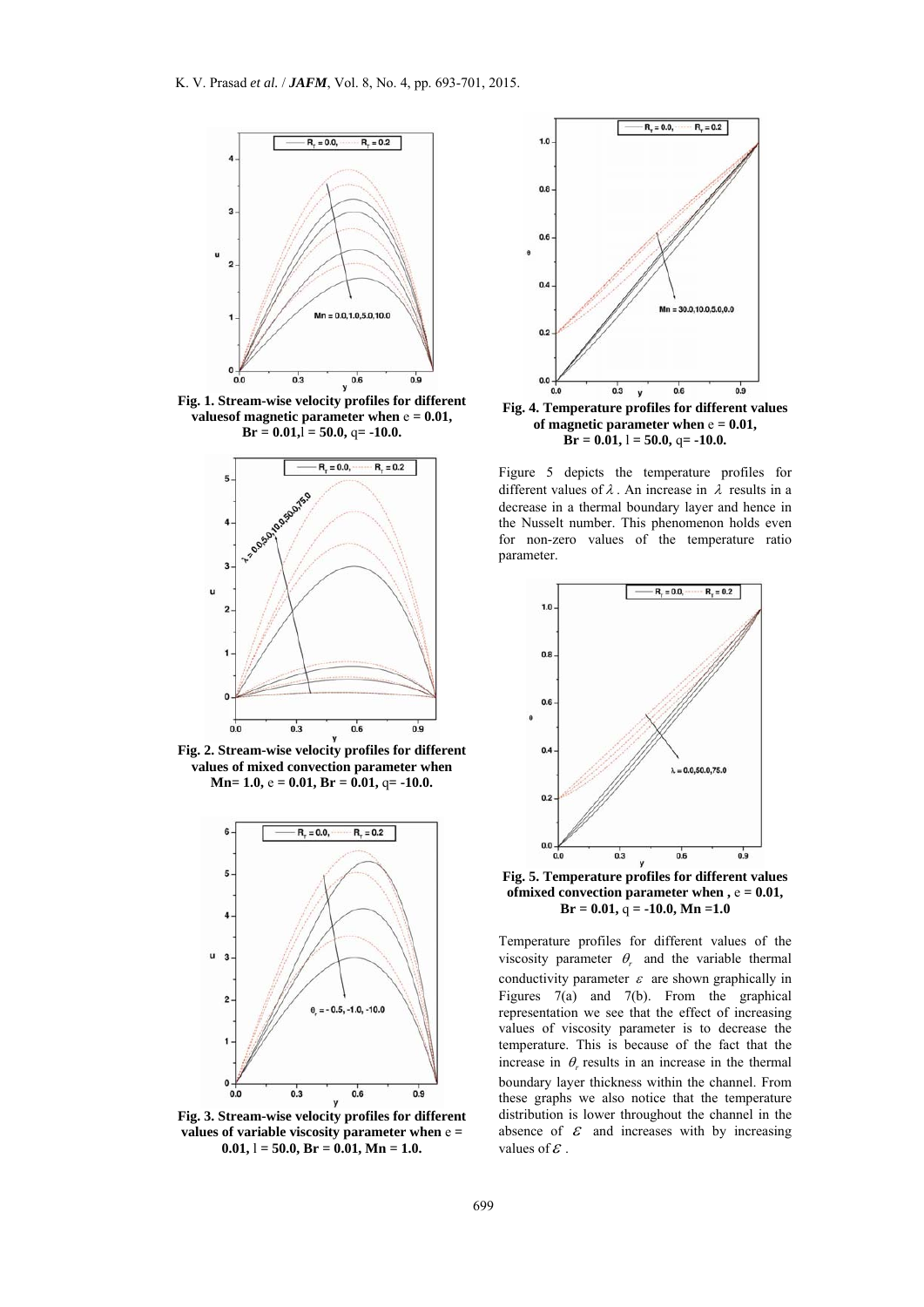Fig. 1. Stream-wise velocity profiles for different valuesof magnetic parameter when $\varepsilon = 0.01$, $Br = 0.01$, $\lambda = 50.0$, $\theta_r = -10.0$.

Fig. 2. Stream-wise velocity profiles for different values of mixed convection parameter when $Mn = 1.0$, $\varepsilon = 0.01$, $Br = 0.01$, $\theta_r = -10.0$.

Fig. 3. Stream-wise velocity profiles for different values of variable viscosity parameter when $\varepsilon = 0.01$, $\lambda = 50.0$, $Br = 0.01$, $Mn = 1.0$.

Fig. 4. Temperature profiles for different values of magnetic parameter when $\varepsilon = 0.01$, $Br = 0.01$, $\lambda = 50.0$, $\theta_r = -10.0$.

Figure 5 depicts the temperature profiles for different values of $\lambda$. An increase in $\lambda$ results in a decrease in a thermal boundary layer and hence in the Nusselt number. This phenomenon holds even for non-zero values of the temperature ratio parameter.

Fig. 5. Temperature profiles for different values ofmixed convection parameter when , $\varepsilon = 0.01$, $Br = 0.01$, $\theta_r = -10.0$, $Mn = 1.0$

Temperature profiles for different values of the viscosity parameter $\theta_r$ and the variable thermal conductivity parameter $\varepsilon$ are shown graphically in Figures 7(a) and 7(b). From the graphical representation we see that the effect of increasing values of viscosity parameter is to decrease the temperature. This is because of the fact that the increase in $\theta_r$ results in an increase in the thermal boundary layer thickness within the channel. From these graphs we also notice that the temperature distribution is lower throughout the channel in the absence of $\varepsilon$ and increases with by increasing values of $\varepsilon$ .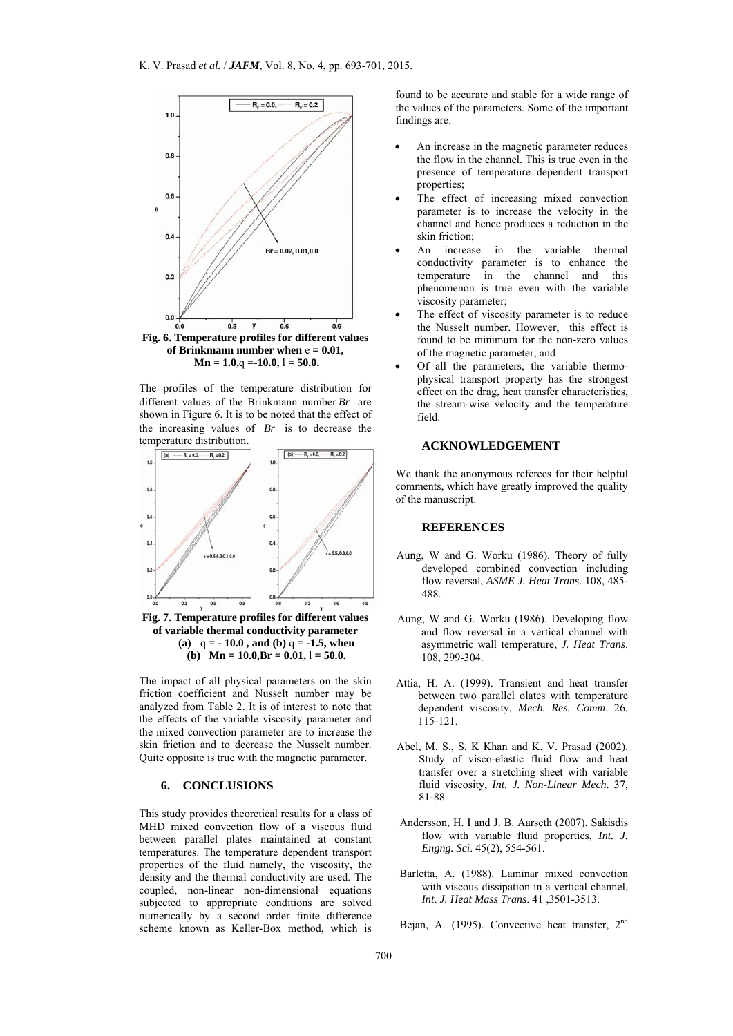**Fig. 6. Temperature profiles for different values of Brinkmann number when $\varepsilon = 0.01$, $Mn = 1.0, q = -10.0, \lambda = 50.0$.**

The profiles of the temperature distribution for different values of the Brinkmann number $Br$ are shown in Figure 6. It is to be noted that the effect of the increasing values of $Br$ is to decrease the temperature distribution.

**Fig. 7. Temperature profiles for different values of variable thermal conductivity parameter (a) $q = -10.0$, and (b) $q = -1.5$, when (b) $Mn = 10.0, Br = 0.01, \lambda = 50.0$.**

The impact of all physical parameters on the skin friction coefficient and Nusselt number may be analyzed from Table 2. It is of interest to note that the effects of the variable viscosity parameter and the mixed convection parameter are to increase the skin friction and to decrease the Nusselt number. Quite opposite is true with the magnetic parameter.

## 6. CONCLUSIONS

This study provides theoretical results for a class of MHD mixed convection flow of a viscous fluid between parallel plates maintained at constant temperatures. The temperature dependent transport properties of the fluid namely, the viscosity, the density and the thermal conductivity are used. The coupled, non-linear non-dimensional equations subjected to appropriate conditions are solved numerically by a second order finite difference scheme known as Keller-Box method, which is found to be accurate and stable for a wide range of the values of the parameters. Some of the important findings are:

- An increase in the magnetic parameter reduces the flow in the channel. This is true even in the presence of temperature dependent transport properties;
- The effect of increasing mixed convection parameter is to increase the velocity in the channel and hence produces a reduction in the skin friction;
- An increase in the variable thermal conductivity parameter is to enhance the temperature in the channel and this phenomenon is true even with the variable viscosity parameter;
- The effect of viscosity parameter is to reduce the Nusselt number. However, this effect is found to be minimum for the non-zero values of the magnetic parameter; and
- Of all the parameters, the variable thermo-physical transport property has the strongest effect on the drag, heat transfer characteristics, the stream-wise velocity and the temperature field.

## ACKNOWLEDGEMENT

We thank the anonymous referees for their helpful comments, which have greatly improved the quality of the manuscript.

## REFERENCES

Aung, W and G. Worku (1986). Theory of fully developed combined convection including flow reversal, *ASME J. Heat Trans*. 108, 485-488.

Aung, W and G. Worku (1986). Developing flow and flow reversal in a vertical channel with asymmetric wall temperature, *J. Heat Trans*. 108, 299-304.

Attia, H. A. (1999). Transient and heat transfer between two parallel olates with temperature dependent viscosity, *Mech. Res. Comm*. 26, 115-121.

Abel, M. S., S. K Khan and K. V. Prasad (2002). Study of visco-elastic fluid flow and heat transfer over a stretching sheet with variable fluid viscosity, *Int. J. Non-Linear Mech*. 37, 81-88.

Andersson, H. I and J. B. Aarseth (2007). Sakisdis flow with variable fluid properties, *Int. J. Engng. Sci*. 45(2), 554-561.

Barletta, A. (1988). Laminar mixed convection with viscous dissipation in a vertical channel, *Int. J. Heat Mass Trans*. 41 ,3501-3513.

Bejan, A. (1995). Convective heat transfer, 2nd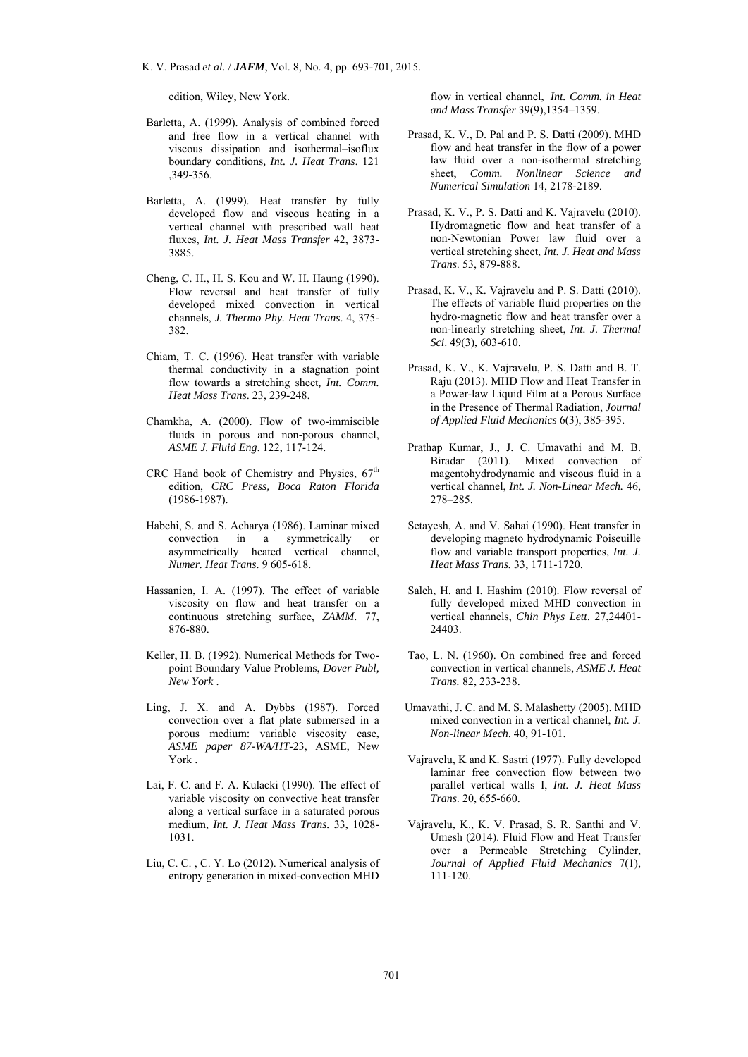edition, Wiley, New York.

Barletta, A. (1999). Analysis of combined forced and free flow in a vertical channel with viscous dissipation and isothermal–isoflux boundary conditions, *Int. J. Heat Trans*. 121 ,349-356.

Barletta, A. (1999). Heat transfer by fully developed flow and viscous heating in a vertical channel with prescribed wall heat fluxes, *Int. J. Heat Mass Transfer* 42, 3873-3885.

Cheng, C. H., H. S. Kou and W. H. Haung (1990). Flow reversal and heat transfer of fully developed mixed convection in vertical channels, *J. Thermo Phy. Heat Trans*. 4, 375-382.

Chiam, T. C. (1996). Heat transfer with variable thermal conductivity in a stagnation point flow towards a stretching sheet, *Int. Comm. Heat Mass Trans*. 23, 239-248.

Chamkha, A. (2000). Flow of two-immiscible fluids in porous and non-porous channel, *ASME J. Fluid Eng*. 122, 117-124.

CRC Hand book of Chemistry and Physics, 67th edition, *CRC Press, Boca Raton Florida* (1986-1987).

Habchi, S. and S. Acharya (1986). Laminar mixed convection in a symmetrically or asymmetrically heated vertical channel, *Numer. Heat Trans*. 9 605-618.

Hassanien, I. A. (1997). The effect of variable viscosity on flow and heat transfer on a continuous stretching surface, *ZAMM*. 77, 876-880.

Keller, H. B. (1992). Numerical Methods for Two-point Boundary Value Problems, *Dover Publ, New York* .

Ling, J. X. and A. Dybbs (1987). Forced convection over a flat plate submersed in a porous medium: variable viscosity case, *ASME paper 87-WA/HT*-23, ASME, New York .

Lai, F. C. and F. A. Kulacki (1990). The effect of variable viscosity on convective heat transfer along a vertical surface in a saturated porous medium, *Int. J. Heat Mass Trans.* 33, 1028-1031.

Liu, C. C. , C. Y. Lo (2012). Numerical analysis of entropy generation in mixed-convection MHD flow in vertical channel, *Int. Comm. in Heat and Mass Transfer* 39(9),1354–1359.

Prasad, K. V., D. Pal and P. S. Datti (2009). MHD flow and heat transfer in the flow of a power law fluid over a non-isothermal stretching sheet, *Comm. Nonlinear Science and Numerical Simulation* 14, 2178-2189.

Prasad, K. V., P. S. Datti and K. Vajravelu (2010). Hydromagnetic flow and heat transfer of a non-Newtonian Power law fluid over a vertical stretching sheet, *Int. J. Heat and Mass Trans.* 53, 879-888.

Prasad, K. V., K. Vajravelu and P. S. Datti (2010). The effects of variable fluid properties on the hydro-magnetic flow and heat transfer over a non-linearly stretching sheet, *Int. J. Thermal Sci*. 49(3), 603-610.

Prasad, K. V., K. Vajravelu, P. S. Datti and B. T. Raju (2013). MHD Flow and Heat Transfer in a Power-law Liquid Film at a Porous Surface in the Presence of Thermal Radiation, *Journal of Applied Fluid Mechanics* 6(3), 385-395.

Prathap Kumar, J., J. C. Umavathi and M. B. Biradar (2011). Mixed convection of magentohydrodynamic and viscous fluid in a vertical channel, *Int. J. Non-Linear Mech.* 46, 278–285.

Setayesh, A. and V. Sahai (1990). Heat transfer in developing magneto hydrodynamic Poiseuille flow and variable transport properties, *Int. J. Heat Mass Trans.* 33, 1711-1720.

Saleh, H. and I. Hashim (2010). Flow reversal of fully developed mixed MHD convection in vertical channels, *Chin Phys Lett*. 27,24401-24403.

Tao, L. N. (1960). On combined free and forced convection in vertical channels, *ASME J. Heat Trans.* 82, 233-238.

Umavathi, J. C. and M. S. Malashetty (2005). MHD mixed convection in a vertical channel, *Int. J. Non-linear Mech*. 40, 91-101.

Vajravelu, K and K. Sastri (1977). Fully developed laminar free convection flow between two parallel vertical walls I, *Int. J. Heat Mass Trans*. 20, 655-660.

Vajravelu, K., K. V. Prasad, S. R. Santhi and V. Umesh (2014). Fluid Flow and Heat Transfer over a Permeable Stretching Cylinder, *Journal of Applied Fluid Mechanics* 7(1), 111-120.